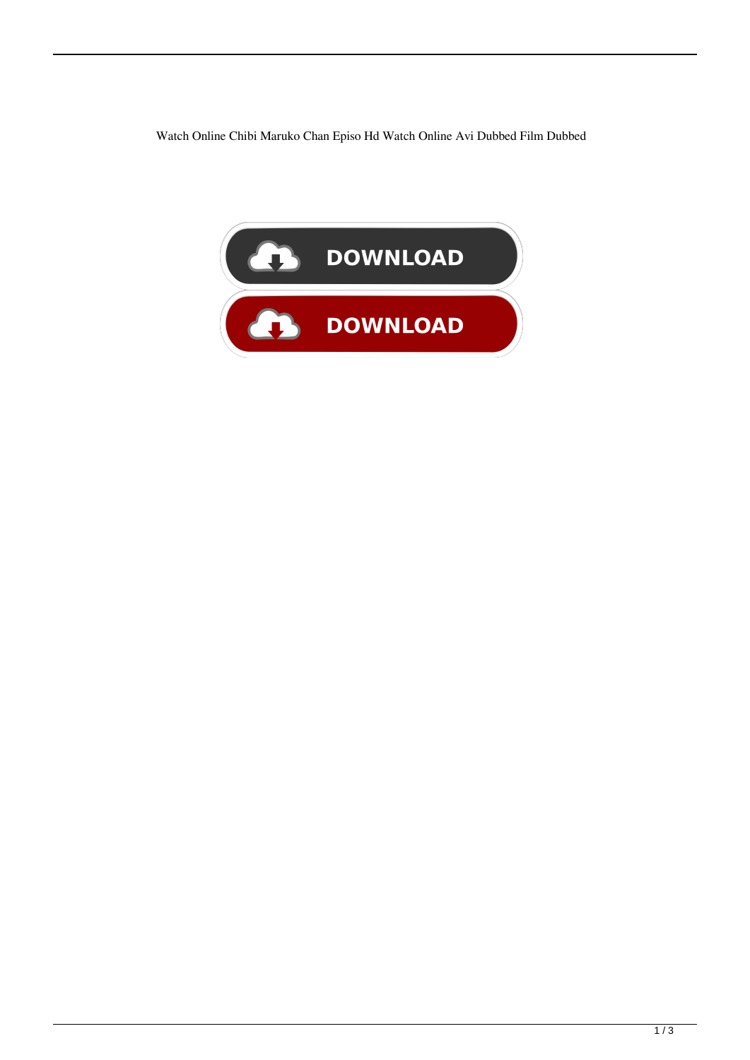Watch Online Chibi Maruko Chan Episo Hd Watch Online Avi Dubbed Film Dubbed

DOWNLOAD

DOWNLOAD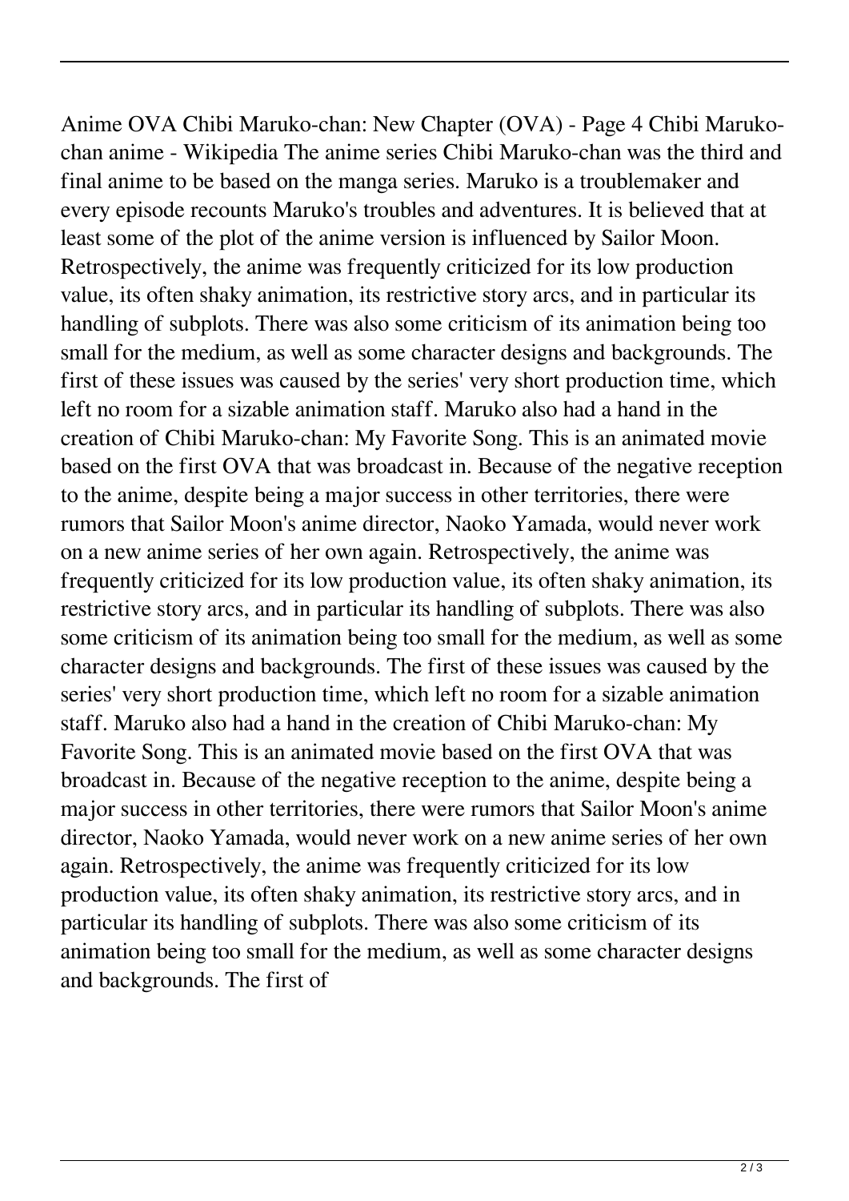Anime OVA Chibi Maruko-chan: New Chapter (OVA) - Page 4 Chibi Maruko-chan anime - Wikipedia The anime series Chibi Maruko-chan was the third and final anime to be based on the manga series. Maruko is a troublemaker and every episode recounts Maruko's troubles and adventures. It is believed that at least some of the plot of the anime version is influenced by Sailor Moon. Retrospectively, the anime was frequently criticized for its low production value, its often shaky animation, its restrictive story arcs, and in particular its handling of subplots. There was also some criticism of its animation being too small for the medium, as well as some character designs and backgrounds. The first of these issues was caused by the series' very short production time, which left no room for a sizable animation staff. Maruko also had a hand in the creation of Chibi Maruko-chan: My Favorite Song. This is an animated movie based on the first OVA that was broadcast in. Because of the negative reception to the anime, despite being a major success in other territories, there were rumors that Sailor Moon's anime director, Naoko Yamada, would never work on a new anime series of her own again. Retrospectively, the anime was frequently criticized for its low production value, its often shaky animation, its restrictive story arcs, and in particular its handling of subplots. There was also some criticism of its animation being too small for the medium, as well as some character designs and backgrounds. The first of these issues was caused by the series' very short production time, which left no room for a sizable animation staff. Maruko also had a hand in the creation of Chibi Maruko-chan: My Favorite Song. This is an animated movie based on the first OVA that was broadcast in. Because of the negative reception to the anime, despite being a major success in other territories, there were rumors that Sailor Moon's anime director, Naoko Yamada, would never work on a new anime series of her own again. Retrospectively, the anime was frequently criticized for its low production value, its often shaky animation, its restrictive story arcs, and in particular its handling of subplots. There was also some criticism of its animation being too small for the medium, as well as some character designs and backgrounds. The first of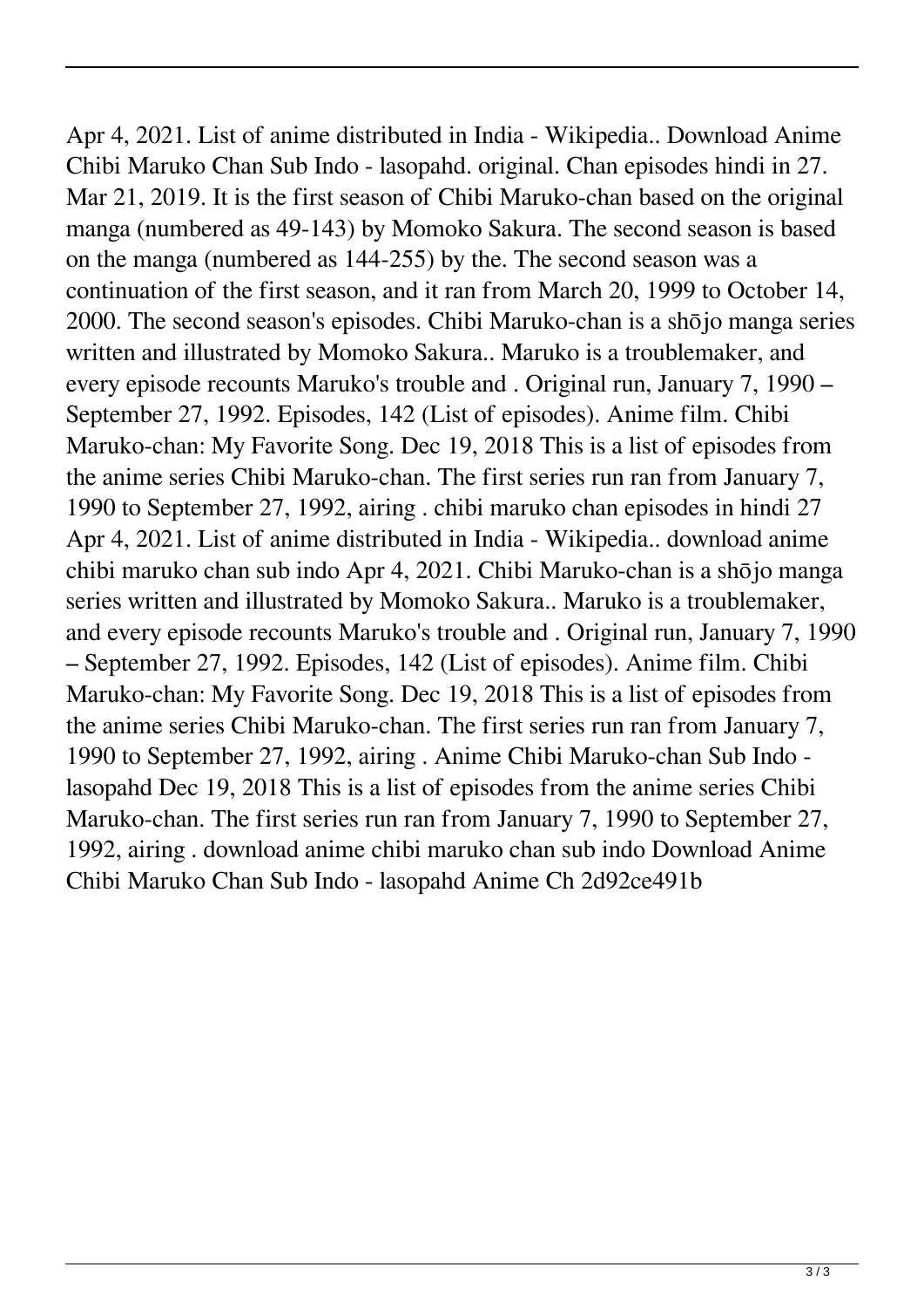Apr 4, 2021. List of anime distributed in India - Wikipedia.. Download Anime Chibi Maruko Chan Sub Indo - lasopahd. original. Chan episodes hindi in 27. Mar 21, 2019. It is the first season of Chibi Maruko-chan based on the original manga (numbered as 49-143) by Momoko Sakura. The second season is based on the manga (numbered as 144-255) by the. The second season was a continuation of the first season, and it ran from March 20, 1999 to October 14, 2000. The second season's episodes. Chibi Maruko-chan is a shōjo manga series written and illustrated by Momoko Sakura.. Maruko is a troublemaker, and every episode recounts Maruko's trouble and . Original run, January 7, 1990 – September 27, 1992. Episodes, 142 (List of episodes). Anime film. Chibi Maruko-chan: My Favorite Song. Dec 19, 2018 This is a list of episodes from the anime series Chibi Maruko-chan. The first series run ran from January 7, 1990 to September 27, 1992, airing . chibi maruko chan episodes in hindi 27 Apr 4, 2021. List of anime distributed in India - Wikipedia.. download anime chibi maruko chan sub indo Apr 4, 2021. Chibi Maruko-chan is a shōjo manga series written and illustrated by Momoko Sakura.. Maruko is a troublemaker, and every episode recounts Maruko's trouble and . Original run, January 7, 1990 – September 27, 1992. Episodes, 142 (List of episodes). Anime film. Chibi Maruko-chan: My Favorite Song. Dec 19, 2018 This is a list of episodes from the anime series Chibi Maruko-chan. The first series run ran from January 7, 1990 to September 27, 1992, airing . Anime Chibi Maruko-chan Sub Indo - lasopahd Dec 19, 2018 This is a list of episodes from the anime series Chibi Maruko-chan. The first series run ran from January 7, 1990 to September 27, 1992, airing . download anime chibi maruko chan sub indo Download Anime Chibi Maruko Chan Sub Indo - lasopahd Anime Ch 2d92ce491b